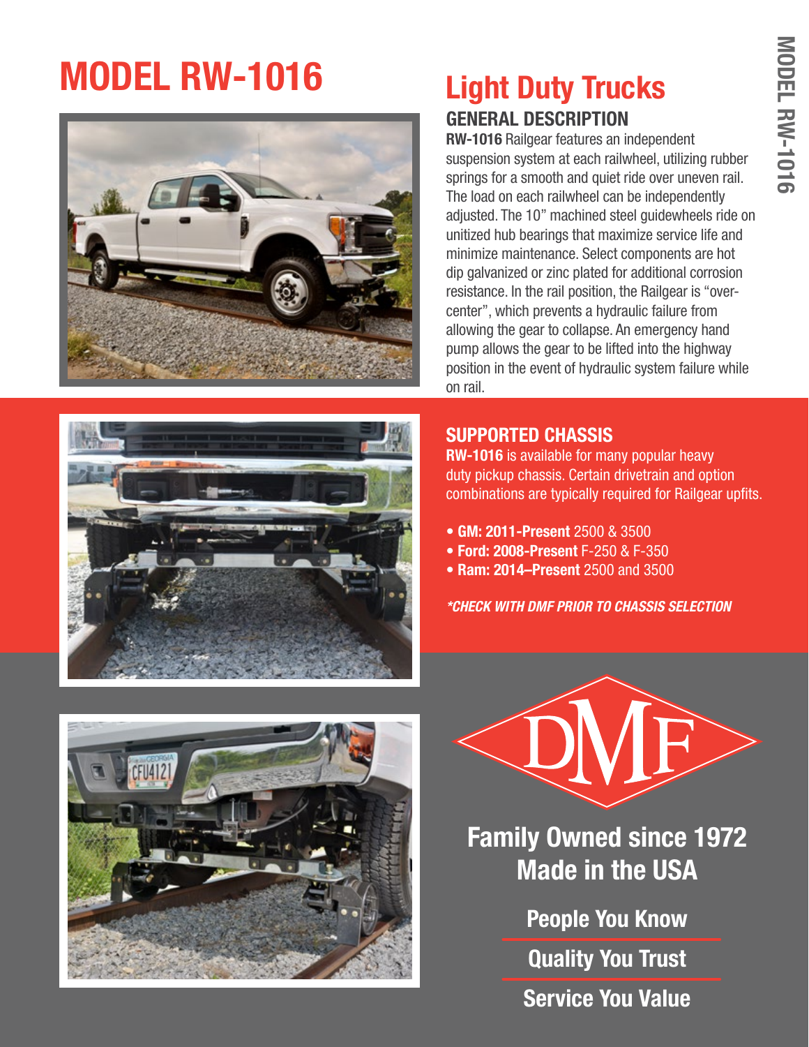# MODEL RW-1016

## Light Duty Trucks

### GENERAL DESCRIPTION

**RW-1016** Railgear features an independent suspension system at each railwheel, utilizing rubber springs for a smooth and quiet ride over uneven rail. The load on each railwheel can be independently adjusted. The 10" machined steel guidewheels ride on unitized hub bearings that maximize service life and minimize maintenance. Select components are hot dip galvanized or zinc plated for additional corrosion resistance. In the rail position, the Railgear is "over-center", which prevents a hydraulic failure from allowing the gear to collapse. An emergency hand pump allows the gear to be lifted into the highway position in the event of hydraulic system failure while on rail.

### SUPPORTED CHASSIS

**RW-1016** is available for many popular heavy duty pickup chassis. Certain drivetrain and option combinations are typically required for Railgear upfits.

- **GM: 2011-Present** 2500 & 3500
- **Ford: 2008-Present** F-250 & F-350
- **Ram: 2014–Present** 2500 and 3500

***CHECK WITH DMF PRIOR TO CHASSIS SELECTION***

DMF

**Family Owned since 1972**
**Made in the USA**

**People You Know**

**Quality You Trust**

**Service You Value**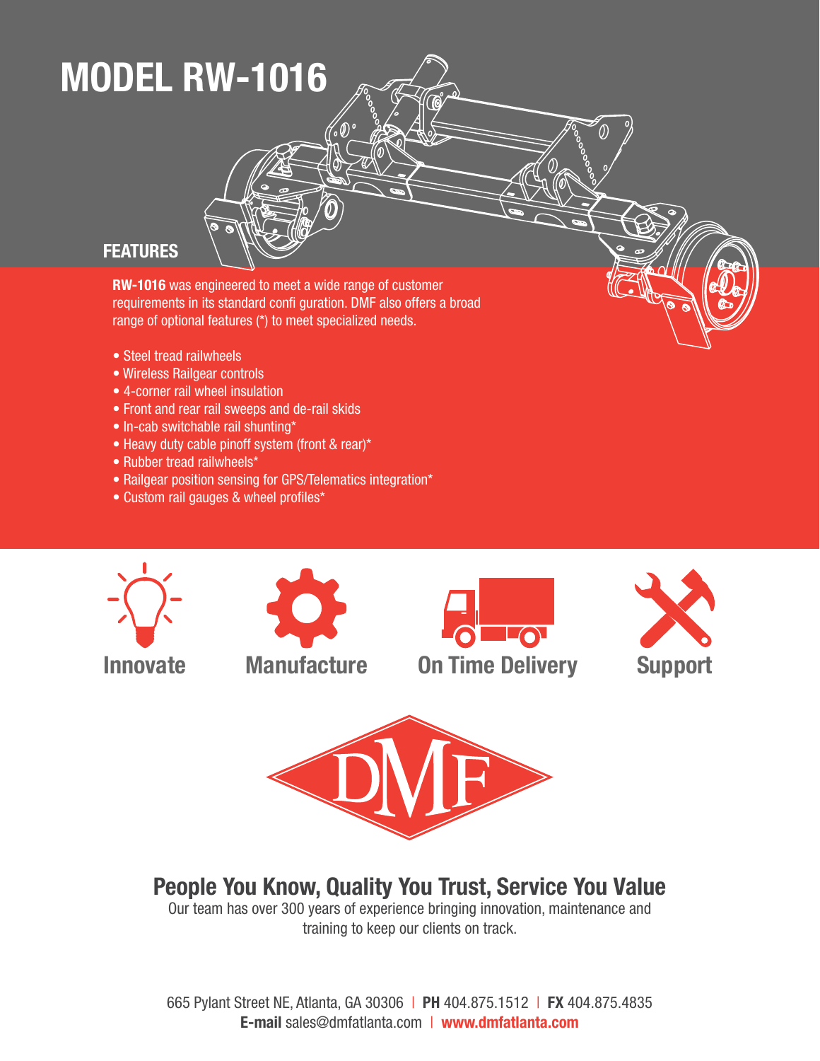# MODEL RW-1016

## FEATURES

**RW-1016** was engineered to meet a wide range of customer requirements in its standard confi guration. DMF also offers a broad range of optional features (*) to meet specialized needs.

- Steel tread railwheels
- Wireless Railgear controls
- 4-corner rail wheel insulation
- Front and rear rail sweeps and de-rail skids
- In-cab switchable rail shunting*
- Heavy duty cable pinoff system (front & rear)*
- Rubber tread railwheels*
- Railgear position sensing for GPS/Telematics integration*
- Custom rail gauges & wheel profiles*

Innovate

Manufacture

On Time Delivery

Support

DMF

## People You Know, Quality You Trust, Service You Value

Our team has over 300 years of experience bringing innovation, maintenance and training to keep our clients on track.

665 Pylant Street NE, Atlanta, GA 30306 | **PH** 404.875.1512 | **FX** 404.875.4835
**E-mail** sales@dmfatlanta.com | **www.dmfatlanta.com**